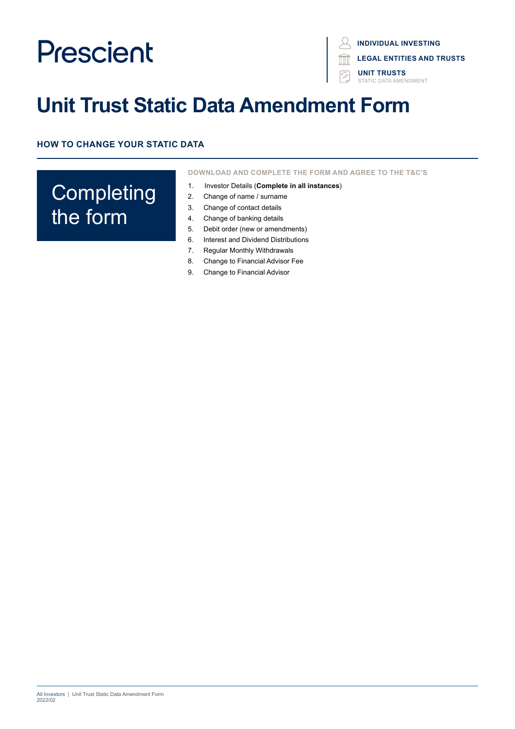Prescient

**INDIVIDUAL INVESTING**

**LEGAL ENTITIES AND TRUSTS**

**UNIT TRUSTS**
STATIC DATA AMENDMENT

# Unit Trust Static Data Amendment Form

## HOW TO CHANGE YOUR STATIC DATA

### Completing the form

**DOWNLOAD AND COMPLETE THE FORM AND AGREE TO THE T&C'S**

1. Investor Details (**Complete in all instances**)
2. Change of name / surname
3. Change of contact details
4. Change of banking details
5. Debit order (new or amendments)
6. Interest and Dividend Distributions
7. Regular Monthly Withdrawals
8. Change to Financial Advisor Fee
9. Change to Financial Advisor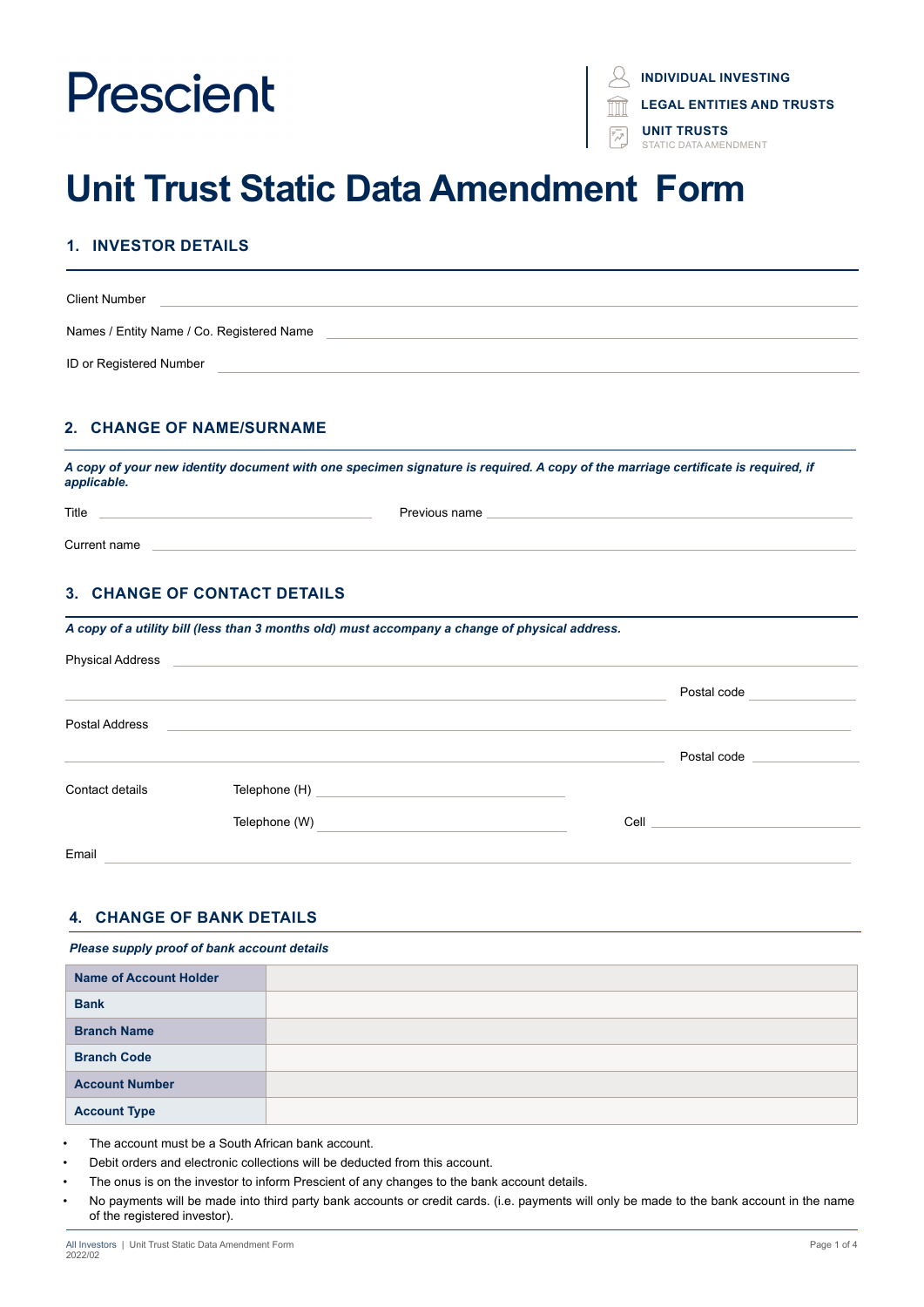Prescient

INDIVIDUAL INVESTING
LEGAL ENTITIES AND TRUSTS
UNIT TRUSTS
STATIC DATA AMENDMENT

# Unit Trust Static Data Amendment Form

## 1. INVESTOR DETAILS

Client Number ______________________________

Names / Entity Name / Co. Registered Name ______________________________

ID or Registered Number ______________________________

## 2. CHANGE OF NAME/SURNAME

***A copy of your new identity document with one specimen signature is required. A copy of the marriage certificate is required, if applicable.***

Title ______________________________ Previous name ______________________________

Current name ______________________________

## 3. CHANGE OF CONTACT DETAILS

***A copy of a utility bill (less than 3 months old) must accompany a change of physical address.***

Physical Address ______________________________

______________________________ Postal code ______________

Postal Address ______________________________

______________________________ Postal code ______________

Contact details Telephone (H) ______________________________

Telephone (W) ______________________________ Cell ______________________________

Email ______________________________

## 4. CHANGE OF BANK DETAILS

***Please supply proof of bank account details***

| | |
|---|---|
| **Name of Account Holder** | |
| **Bank** | |
| **Branch Name** | |
| **Branch Code** | |
| **Account Number** | |
| **Account Type** | |

- The account must be a South African bank account.
- Debit orders and electronic collections will be deducted from this account.
- The onus is on the investor to inform Prescient of any changes to the bank account details.
- No payments will be made into third party bank accounts or credit cards. (i.e. payments will only be made to the bank account in the name of the registered investor).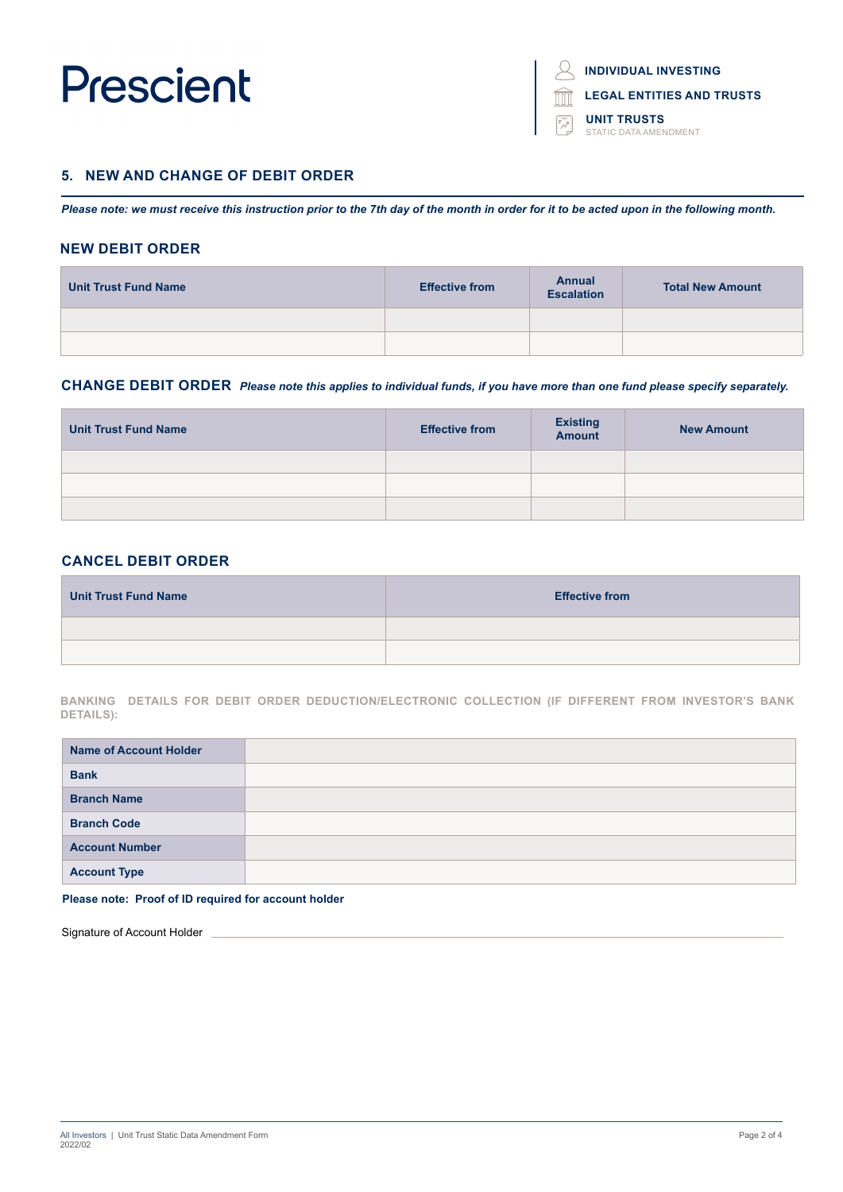## 5. NEW AND CHANGE OF DEBIT ORDER

*Please note: we must receive this instruction prior to the 7th day of the month in order for it to be acted upon in the following month.*

### NEW DEBIT ORDER

| Unit Trust Fund Name | Effective from | Annual Escalation | Total New Amount |
|---|---|---|---|
| | | | |
| | | | |

### CHANGE DEBIT ORDER *Please note this applies to individual funds, if you have more than one fund please specify separately.*

| Unit Trust Fund Name | Effective from | Existing Amount | New Amount |
|---|---|---|---|
| | | | |
| | | | |
| | | | |

### CANCEL DEBIT ORDER

| Unit Trust Fund Name | Effective from |
|---|---|
| | |
| | |

**BANKING DETAILS FOR DEBIT ORDER DEDUCTION/ELECTRONIC COLLECTION (IF DIFFERENT FROM INVESTOR'S BANK DETAILS):**

| | |
|---|---|
| **Name of Account Holder** | |
| **Bank** | |
| **Branch Name** | |
| **Branch Code** | |
| **Account Number** | |
| **Account Type** | |

**Please note: Proof of ID required for account holder**

Signature of Account Holder ______________________________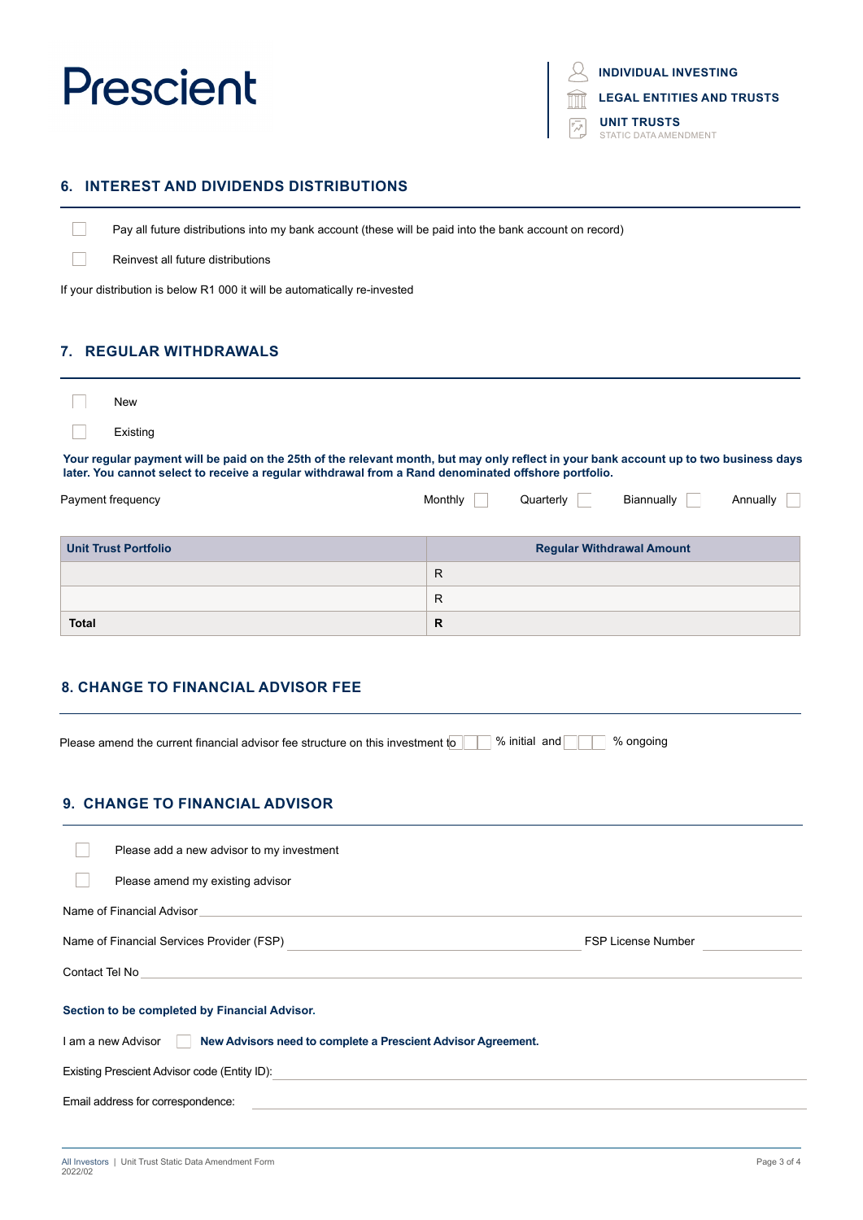## 6. INTEREST AND DIVIDENDS DISTRIBUTIONS

☐ Pay all future distributions into my bank account (these will be paid into the bank account on record)

☐ Reinvest all future distributions

If your distribution is below R1 000 it will be automatically re-invested

## 7. REGULAR WITHDRAWALS

☐ New

☐ Existing

**Your regular payment will be paid on the 25th of the relevant month, but may only reflect in your bank account up to two business days later. You cannot select to receive a regular withdrawal from a Rand denominated offshore portfolio.**

Payment frequency Monthly ☐ Quarterly ☐ Biannually ☐ Annually ☐

| Unit Trust Portfolio | Regular Withdrawal Amount |
|---|---|
| | R |
| | R |
| **Total** | **R** |

## 8. CHANGE TO FINANCIAL ADVISOR FEE

Please amend the current financial advisor fee structure on this investment to ☐☐ % initial and ☐☐ % ongoing

## 9. CHANGE TO FINANCIAL ADVISOR

☐ Please add a new advisor to my investment

☐ Please amend my existing advisor

Name of Financial Advisor ________________

Name of Financial Services Provider (FSP) ________________ FSP License Number ________________

Contact Tel No ________________

**Section to be completed by Financial Advisor.**

I am a new Advisor ☐ **New Advisors need to complete a Prescient Advisor Agreement.**

Existing Prescient Advisor code (Entity ID): ________________

Email address for correspondence: ________________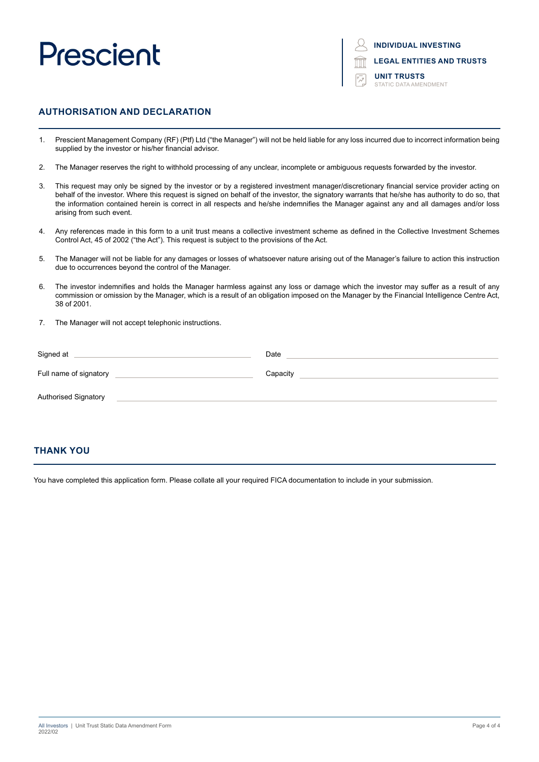Prescient

INDIVIDUAL INVESTING

LEGAL ENTITIES AND TRUSTS

UNIT TRUSTS
STATIC DATA AMENDMENT

## AUTHORISATION AND DECLARATION

1. Prescient Management Company (RF) (Ptf) Ltd ("the Manager") will not be held liable for any loss incurred due to incorrect information being supplied by the investor or his/her financial advisor.
2. The Manager reserves the right to withhold processing of any unclear, incomplete or ambiguous requests forwarded by the investor.
3. This request may only be signed by the investor or by a registered investment manager/discretionary financial service provider acting on behalf of the investor. Where this request is signed on behalf of the investor, the signatory warrants that he/she has authority to do so, that the information contained herein is correct in all respects and he/she indemnifies the Manager against any and all damages and/or loss arising from such event.
4. Any references made in this form to a unit trust means a collective investment scheme as defined in the Collective Investment Schemes Control Act, 45 of 2002 ("the Act"). This request is subject to the provisions of the Act.
5. The Manager will not be liable for any damages or losses of whatsoever nature arising out of the Manager's failure to action this instruction due to occurrences beyond the control of the Manager.
6. The investor indemnifies and holds the Manager harmless against any loss or damage which the investor may suffer as a result of any commission or omission by the Manager, which is a result of an obligation imposed on the Manager by the Financial Intelligence Centre Act, 38 of 2001.
7. The Manager will not accept telephonic instructions.

Signed at \_\_\_\_\_\_\_\_\_\_\_\_\_\_\_\_\_\_\_\_ Date \_\_\_\_\_\_\_\_\_\_\_\_\_\_\_\_\_\_\_\_

Full name of signatory \_\_\_\_\_\_\_\_\_\_\_\_\_\_\_\_\_\_\_\_ Capacity \_\_\_\_\_\_\_\_\_\_\_\_\_\_\_\_\_\_\_\_

Authorised Signatory \_\_\_\_\_\_\_\_\_\_\_\_\_\_\_\_\_\_\_\_

## THANK YOU

You have completed this application form. Please collate all your required FICA documentation to include in your submission.

All Investors | Unit Trust Static Data Amendment Form
2022/02